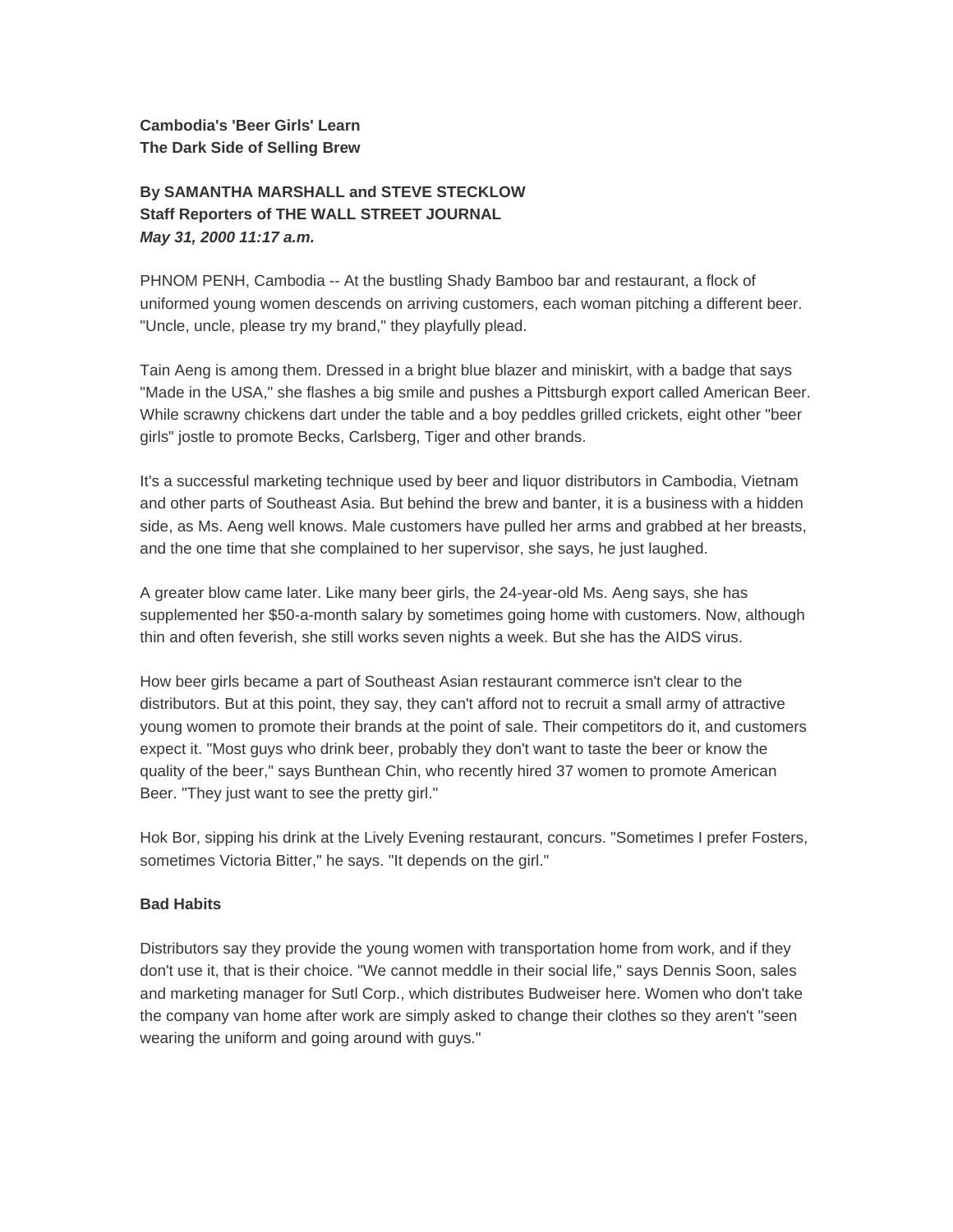# Cambodia's 'Beer Girls' Learn The Dark Side of Selling Brew

**By SAMANTHA MARSHALL and STEVE STECKLOW**
**Staff Reporters of THE WALL STREET JOURNAL**
***May 31, 2000 11:17 a.m.***

PHNOM PENH, Cambodia -- At the bustling Shady Bamboo bar and restaurant, a flock of uniformed young women descends on arriving customers, each woman pitching a different beer. "Uncle, uncle, please try my brand," they playfully plead.

Tain Aeng is among them. Dressed in a bright blue blazer and miniskirt, with a badge that says "Made in the USA," she flashes a big smile and pushes a Pittsburgh export called American Beer. While scrawny chickens dart under the table and a boy peddles grilled crickets, eight other "beer girls" jostle to promote Becks, Carlsberg, Tiger and other brands.

It's a successful marketing technique used by beer and liquor distributors in Cambodia, Vietnam and other parts of Southeast Asia. But behind the brew and banter, it is a business with a hidden side, as Ms. Aeng well knows. Male customers have pulled her arms and grabbed at her breasts, and the one time that she complained to her supervisor, she says, he just laughed.

A greater blow came later. Like many beer girls, the 24-year-old Ms. Aeng says, she has supplemented her $50-a-month salary by sometimes going home with customers. Now, although thin and often feverish, she still works seven nights a week. But she has the AIDS virus.

How beer girls became a part of Southeast Asian restaurant commerce isn't clear to the distributors. But at this point, they say, they can't afford not to recruit a small army of attractive young women to promote their brands at the point of sale. Their competitors do it, and customers expect it. "Most guys who drink beer, probably they don't want to taste the beer or know the quality of the beer," says Bunthean Chin, who recently hired 37 women to promote American Beer. "They just want to see the pretty girl."

Hok Bor, sipping his drink at the Lively Evening restaurant, concurs. "Sometimes I prefer Fosters, sometimes Victoria Bitter," he says. "It depends on the girl."

## Bad Habits

Distributors say they provide the young women with transportation home from work, and if they don't use it, that is their choice. "We cannot meddle in their social life," says Dennis Soon, sales and marketing manager for Sutl Corp., which distributes Budweiser here. Women who don't take the company van home after work are simply asked to change their clothes so they aren't "seen wearing the uniform and going around with guys."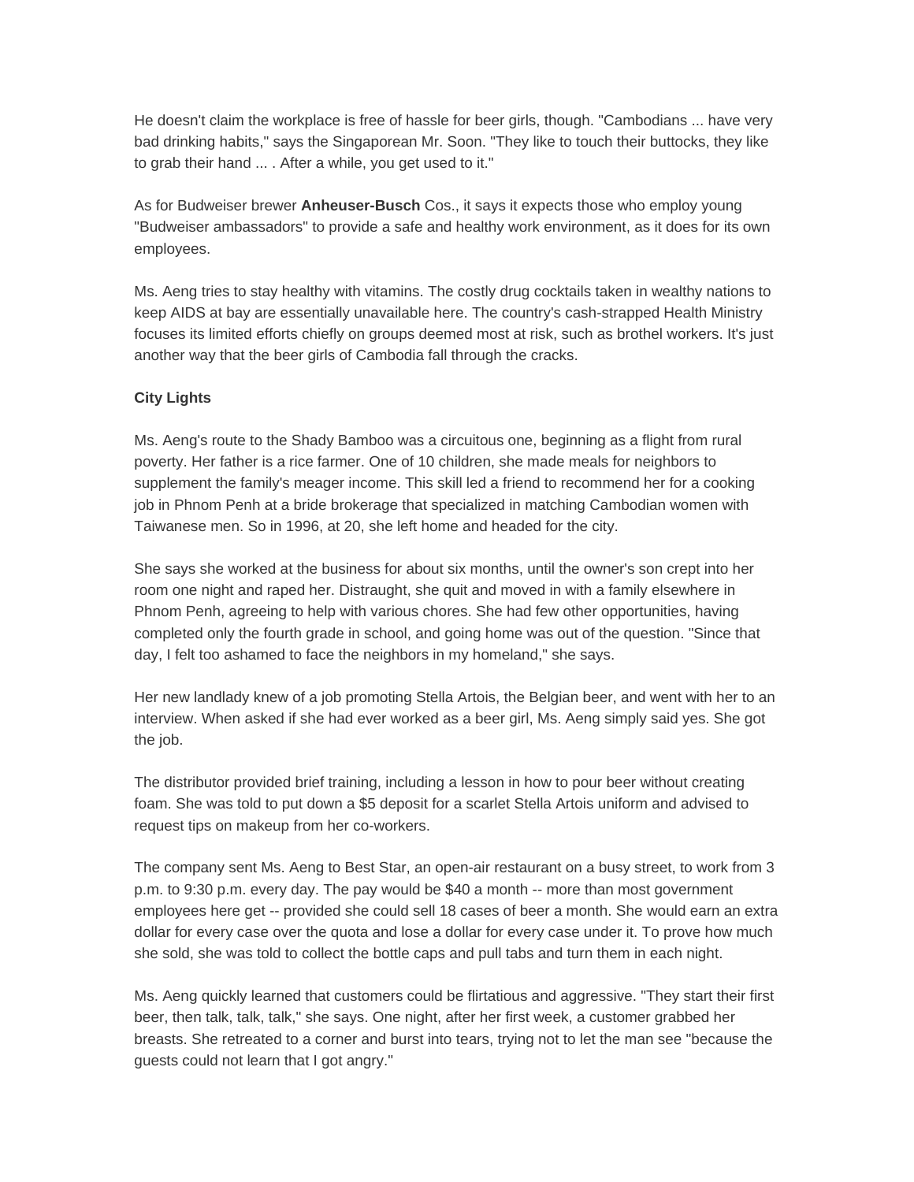He doesn't claim the workplace is free of hassle for beer girls, though. "Cambodians ... have very bad drinking habits," says the Singaporean Mr. Soon. "They like to touch their buttocks, they like to grab their hand ... . After a while, you get used to it."

As for Budweiser brewer **Anheuser-Busch** Cos., it says it expects those who employ young "Budweiser ambassadors" to provide a safe and healthy work environment, as it does for its own employees.

Ms. Aeng tries to stay healthy with vitamins. The costly drug cocktails taken in wealthy nations to keep AIDS at bay are essentially unavailable here. The country's cash-strapped Health Ministry focuses its limited efforts chiefly on groups deemed most at risk, such as brothel workers. It's just another way that the beer girls of Cambodia fall through the cracks.

**City Lights**

Ms. Aeng's route to the Shady Bamboo was a circuitous one, beginning as a flight from rural poverty. Her father is a rice farmer. One of 10 children, she made meals for neighbors to supplement the family's meager income. This skill led a friend to recommend her for a cooking job in Phnom Penh at a bride brokerage that specialized in matching Cambodian women with Taiwanese men. So in 1996, at 20, she left home and headed for the city.

She says she worked at the business for about six months, until the owner's son crept into her room one night and raped her. Distraught, she quit and moved in with a family elsewhere in Phnom Penh, agreeing to help with various chores. She had few other opportunities, having completed only the fourth grade in school, and going home was out of the question. "Since that day, I felt too ashamed to face the neighbors in my homeland," she says.

Her new landlady knew of a job promoting Stella Artois, the Belgian beer, and went with her to an interview. When asked if she had ever worked as a beer girl, Ms. Aeng simply said yes. She got the job.

The distributor provided brief training, including a lesson in how to pour beer without creating foam. She was told to put down a $5 deposit for a scarlet Stella Artois uniform and advised to request tips on makeup from her co-workers.

The company sent Ms. Aeng to Best Star, an open-air restaurant on a busy street, to work from 3 p.m. to 9:30 p.m. every day. The pay would be $40 a month -- more than most government employees here get -- provided she could sell 18 cases of beer a month. She would earn an extra dollar for every case over the quota and lose a dollar for every case under it. To prove how much she sold, she was told to collect the bottle caps and pull tabs and turn them in each night.

Ms. Aeng quickly learned that customers could be flirtatious and aggressive. "They start their first beer, then talk, talk, talk," she says. One night, after her first week, a customer grabbed her breasts. She retreated to a corner and burst into tears, trying not to let the man see "because the guests could not learn that I got angry."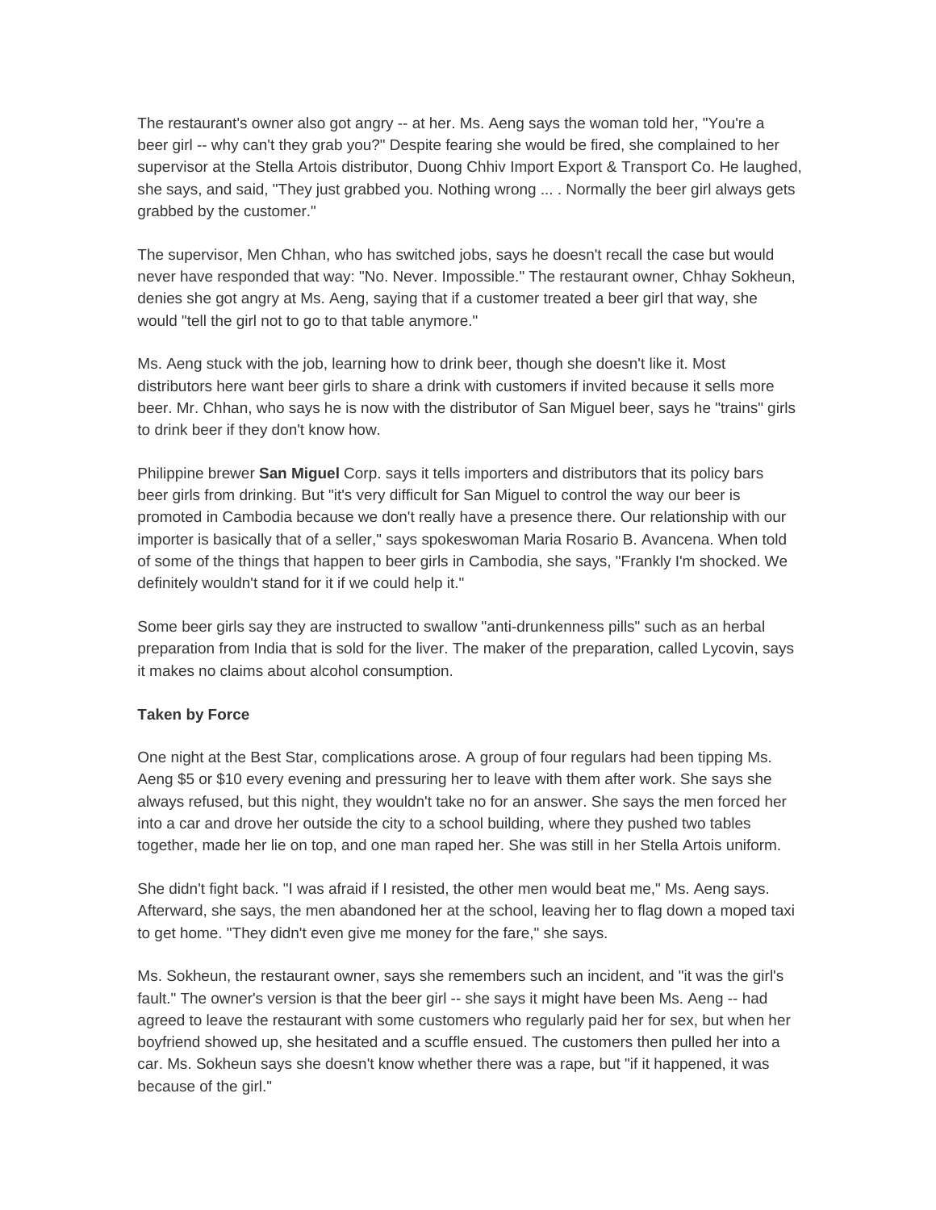The restaurant's owner also got angry -- at her. Ms. Aeng says the woman told her, "You're a beer girl -- why can't they grab you?" Despite fearing she would be fired, she complained to her supervisor at the Stella Artois distributor, Duong Chhiv Import Export & Transport Co. He laughed, she says, and said, "They just grabbed you. Nothing wrong ... . Normally the beer girl always gets grabbed by the customer."

The supervisor, Men Chhan, who has switched jobs, says he doesn't recall the case but would never have responded that way: "No. Never. Impossible." The restaurant owner, Chhay Sokheun, denies she got angry at Ms. Aeng, saying that if a customer treated a beer girl that way, she would "tell the girl not to go to that table anymore."

Ms. Aeng stuck with the job, learning how to drink beer, though she doesn't like it. Most distributors here want beer girls to share a drink with customers if invited because it sells more beer. Mr. Chhan, who says he is now with the distributor of San Miguel beer, says he "trains" girls to drink beer if they don't know how.

Philippine brewer **San Miguel** Corp. says it tells importers and distributors that its policy bars beer girls from drinking. But "it's very difficult for San Miguel to control the way our beer is promoted in Cambodia because we don't really have a presence there. Our relationship with our importer is basically that of a seller," says spokeswoman Maria Rosario B. Avancena. When told of some of the things that happen to beer girls in Cambodia, she says, "Frankly I'm shocked. We definitely wouldn't stand for it if we could help it."

Some beer girls say they are instructed to swallow "anti-drunkenness pills" such as an herbal preparation from India that is sold for the liver. The maker of the preparation, called Lycovin, says it makes no claims about alcohol consumption.

**Taken by Force**

One night at the Best Star, complications arose. A group of four regulars had been tipping Ms. Aeng $5 or $10 every evening and pressuring her to leave with them after work. She says she always refused, but this night, they wouldn't take no for an answer. She says the men forced her into a car and drove her outside the city to a school building, where they pushed two tables together, made her lie on top, and one man raped her. She was still in her Stella Artois uniform.

She didn't fight back. "I was afraid if I resisted, the other men would beat me," Ms. Aeng says. Afterward, she says, the men abandoned her at the school, leaving her to flag down a moped taxi to get home. "They didn't even give me money for the fare," she says.

Ms. Sokheun, the restaurant owner, says she remembers such an incident, and "it was the girl's fault." The owner's version is that the beer girl -- she says it might have been Ms. Aeng -- had agreed to leave the restaurant with some customers who regularly paid her for sex, but when her boyfriend showed up, she hesitated and a scuffle ensued. The customers then pulled her into a car. Ms. Sokheun says she doesn't know whether there was a rape, but "if it happened, it was because of the girl."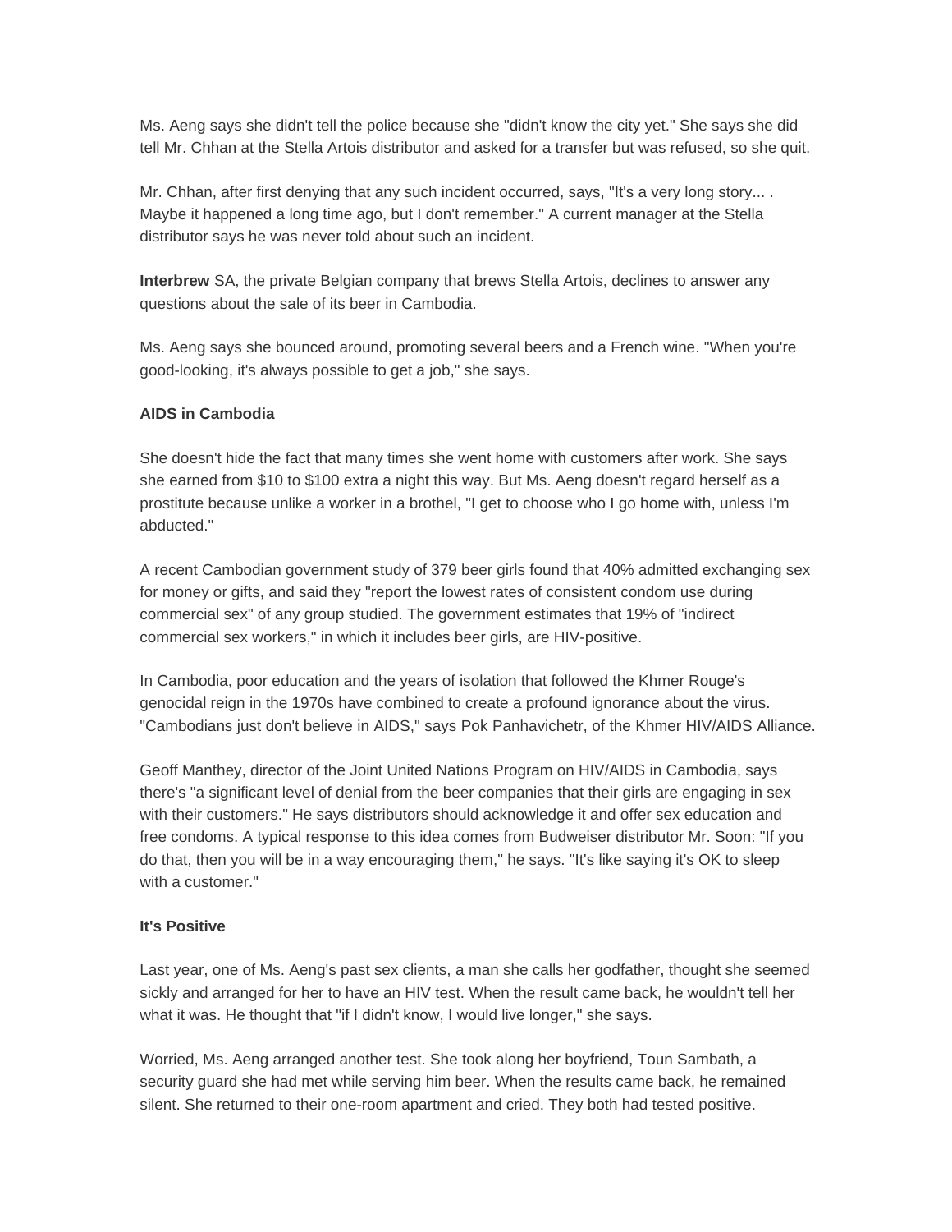Ms. Aeng says she didn't tell the police because she "didn't know the city yet." She says she did tell Mr. Chhan at the Stella Artois distributor and asked for a transfer but was refused, so she quit.

Mr. Chhan, after first denying that any such incident occurred, says, "It's a very long story... . Maybe it happened a long time ago, but I don't remember." A current manager at the Stella distributor says he was never told about such an incident.

**Interbrew** SA, the private Belgian company that brews Stella Artois, declines to answer any questions about the sale of its beer in Cambodia.

Ms. Aeng says she bounced around, promoting several beers and a French wine. "When you're good-looking, it's always possible to get a job," she says.

**AIDS in Cambodia**

She doesn't hide the fact that many times she went home with customers after work. She says she earned from $10 to $100 extra a night this way. But Ms. Aeng doesn't regard herself as a prostitute because unlike a worker in a brothel, "I get to choose who I go home with, unless I'm abducted."

A recent Cambodian government study of 379 beer girls found that 40% admitted exchanging sex for money or gifts, and said they "report the lowest rates of consistent condom use during commercial sex" of any group studied. The government estimates that 19% of "indirect commercial sex workers," in which it includes beer girls, are HIV-positive.

In Cambodia, poor education and the years of isolation that followed the Khmer Rouge's genocidal reign in the 1970s have combined to create a profound ignorance about the virus. "Cambodians just don't believe in AIDS," says Pok Panhavichetr, of the Khmer HIV/AIDS Alliance.

Geoff Manthey, director of the Joint United Nations Program on HIV/AIDS in Cambodia, says there's "a significant level of denial from the beer companies that their girls are engaging in sex with their customers." He says distributors should acknowledge it and offer sex education and free condoms. A typical response to this idea comes from Budweiser distributor Mr. Soon: "If you do that, then you will be in a way encouraging them," he says. "It's like saying it's OK to sleep with a customer."

**It's Positive**

Last year, one of Ms. Aeng's past sex clients, a man she calls her godfather, thought she seemed sickly and arranged for her to have an HIV test. When the result came back, he wouldn't tell her what it was. He thought that "if I didn't know, I would live longer," she says.

Worried, Ms. Aeng arranged another test. She took along her boyfriend, Toun Sambath, a security guard she had met while serving him beer. When the results came back, he remained silent. She returned to their one-room apartment and cried. They both had tested positive.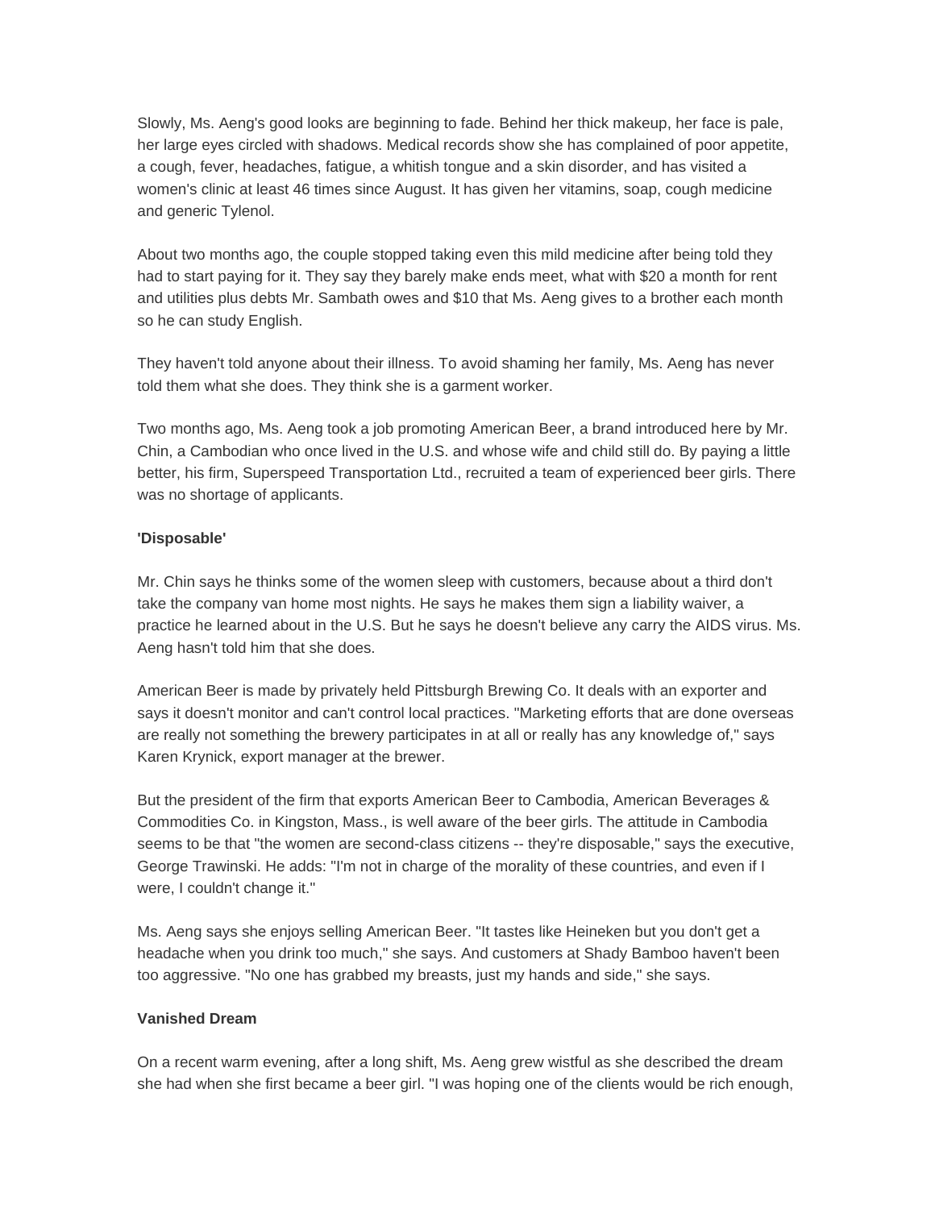Slowly, Ms. Aeng's good looks are beginning to fade. Behind her thick makeup, her face is pale, her large eyes circled with shadows. Medical records show she has complained of poor appetite, a cough, fever, headaches, fatigue, a whitish tongue and a skin disorder, and has visited a women's clinic at least 46 times since August. It has given her vitamins, soap, cough medicine and generic Tylenol.

About two months ago, the couple stopped taking even this mild medicine after being told they had to start paying for it. They say they barely make ends meet, what with $20 a month for rent and utilities plus debts Mr. Sambath owes and $10 that Ms. Aeng gives to a brother each month so he can study English.

They haven't told anyone about their illness. To avoid shaming her family, Ms. Aeng has never told them what she does. They think she is a garment worker.

Two months ago, Ms. Aeng took a job promoting American Beer, a brand introduced here by Mr. Chin, a Cambodian who once lived in the U.S. and whose wife and child still do. By paying a little better, his firm, Superspeed Transportation Ltd., recruited a team of experienced beer girls. There was no shortage of applicants.

**'Disposable'**

Mr. Chin says he thinks some of the women sleep with customers, because about a third don't take the company van home most nights. He says he makes them sign a liability waiver, a practice he learned about in the U.S. But he says he doesn't believe any carry the AIDS virus. Ms. Aeng hasn't told him that she does.

American Beer is made by privately held Pittsburgh Brewing Co. It deals with an exporter and says it doesn't monitor and can't control local practices. "Marketing efforts that are done overseas are really not something the brewery participates in at all or really has any knowledge of," says Karen Krynick, export manager at the brewer.

But the president of the firm that exports American Beer to Cambodia, American Beverages & Commodities Co. in Kingston, Mass., is well aware of the beer girls. The attitude in Cambodia seems to be that "the women are second-class citizens -- they're disposable," says the executive, George Trawinski. He adds: "I'm not in charge of the morality of these countries, and even if I were, I couldn't change it."

Ms. Aeng says she enjoys selling American Beer. "It tastes like Heineken but you don't get a headache when you drink too much," she says. And customers at Shady Bamboo haven't been too aggressive. "No one has grabbed my breasts, just my hands and side," she says.

**Vanished Dream**

On a recent warm evening, after a long shift, Ms. Aeng grew wistful as she described the dream she had when she first became a beer girl. "I was hoping one of the clients would be rich enough,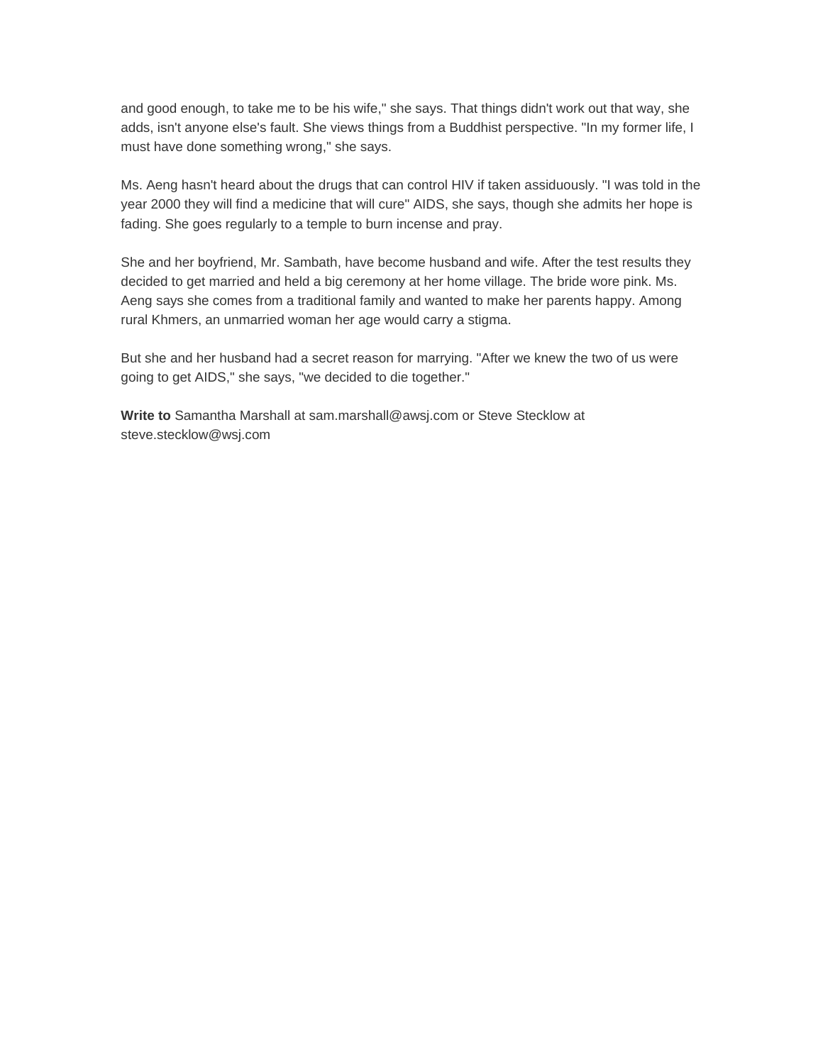and good enough, to take me to be his wife," she says. That things didn't work out that way, she adds, isn't anyone else's fault. She views things from a Buddhist perspective. "In my former life, I must have done something wrong," she says.

Ms. Aeng hasn't heard about the drugs that can control HIV if taken assiduously. "I was told in the year 2000 they will find a medicine that will cure" AIDS, she says, though she admits her hope is fading. She goes regularly to a temple to burn incense and pray.

She and her boyfriend, Mr. Sambath, have become husband and wife. After the test results they decided to get married and held a big ceremony at her home village. The bride wore pink. Ms. Aeng says she comes from a traditional family and wanted to make her parents happy. Among rural Khmers, an unmarried woman her age would carry a stigma.

But she and her husband had a secret reason for marrying. "After we knew the two of us were going to get AIDS," she says, "we decided to die together."

**Write to** Samantha Marshall at sam.marshall@awsj.com or Steve Stecklow at steve.stecklow@wsj.com